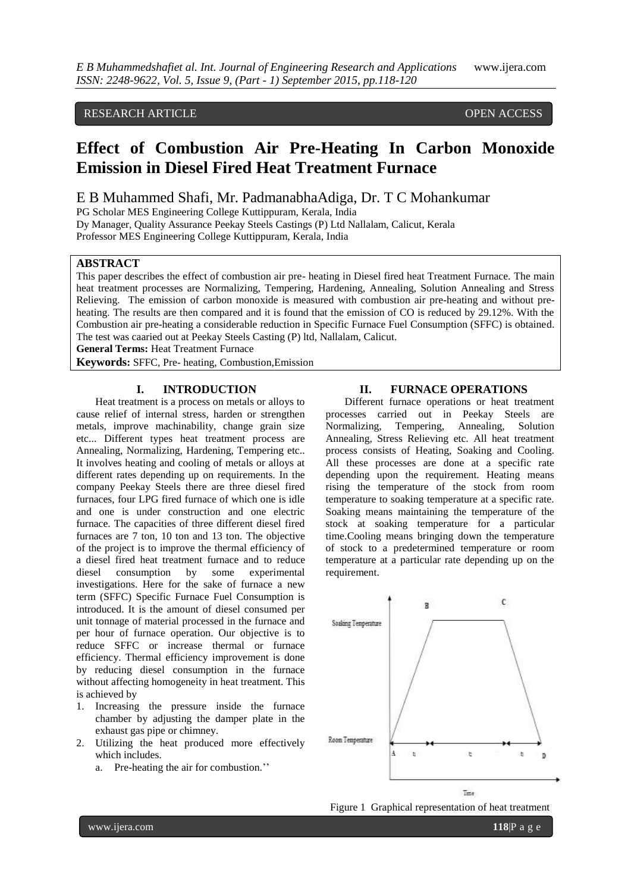RESEARCH ARTICLE OPEN ACCESS

# Effect of Combustion Air Pre-Heating In Carbon Monoxide Emission in Diesel Fired Heat Treatment Furnace

E B Muhammed Shafi, Mr. PadmanabhaAdiga, Dr. T C Mohankumar

PG Scholar MES Engineering College Kuttippuram, Kerala, India
Dy Manager, Quality Assurance Peekay Steels Castings (P) Ltd Nallalam, Calicut, Kerala
Professor MES Engineering College Kuttippuram, Kerala, India

## ABSTRACT

This paper describes the effect of combustion air pre- heating in Diesel fired heat Treatment Furnace. The main heat treatment processes are Normalizing, Tempering, Hardening, Annealing, Solution Annealing and Stress Relieving. The emission of carbon monoxide is measured with combustion air pre-heating and without pre-heating. The results are then compared and it is found that the emission of CO is reduced by 29.12%. With the Combustion air pre-heating a considerable reduction in Specific Furnace Fuel Consumption (SFFC) is obtained. The test was caaried out at Peekay Steels Casting (P) ltd, Nallalam, Calicut.

**General Terms:** Heat Treatment Furnace

**Keywords:** SFFC, Pre- heating, Combustion,Emission

## I. INTRODUCTION

Heat treatment is a process on metals or alloys to cause relief of internal stress, harden or strengthen metals, improve machinability, change grain size etc... Different types heat treatment process are Annealing, Normalizing, Hardening, Tempering etc.. It involves heating and cooling of metals or alloys at different rates depending up on requirements. In the company Peekay Steels there are three diesel fired furnaces, four LPG fired furnace of which one is idle and one is under construction and one electric furnace. The capacities of three different diesel fired furnaces are 7 ton, 10 ton and 13 ton. The objective of the project is to improve the thermal efficiency of a diesel fired heat treatment furnace and to reduce diesel consumption by some experimental investigations. Here for the sake of furnace a new term (SFFC) Specific Furnace Fuel Consumption is introduced. It is the amount of diesel consumed per unit tonnage of material processed in the furnace and per hour of furnace operation. Our objective is to reduce SFFC or increase thermal or furnace efficiency. Thermal efficiency improvement is done by reducing diesel consumption in the furnace without affecting homogeneity in heat treatment. This is achieved by

1. Increasing the pressure inside the furnace chamber by adjusting the damper plate in the exhaust gas pipe or chimney.
2. Utilizing the heat produced more effectively which includes.
   a. Pre-heating the air for combustion.''

## II. FURNACE OPERATIONS

Different furnace operations or heat treatment processes carried out in Peekay Steels are Normalizing, Tempering, Annealing, Solution Annealing, Stress Relieving etc. All heat treatment process consists of Heating, Soaking and Cooling. All these processes are done at a specific rate depending upon the requirement. Heating means rising the temperature of the stock from room temperature to soaking temperature at a specific rate. Soaking means maintaining the temperature of the stock at soaking temperature for a particular time.Cooling means bringing down the temperature of stock to a predetermined temperature or room temperature at a particular rate depending up on the requirement.

Figure 1 Graphical representation of heat treatment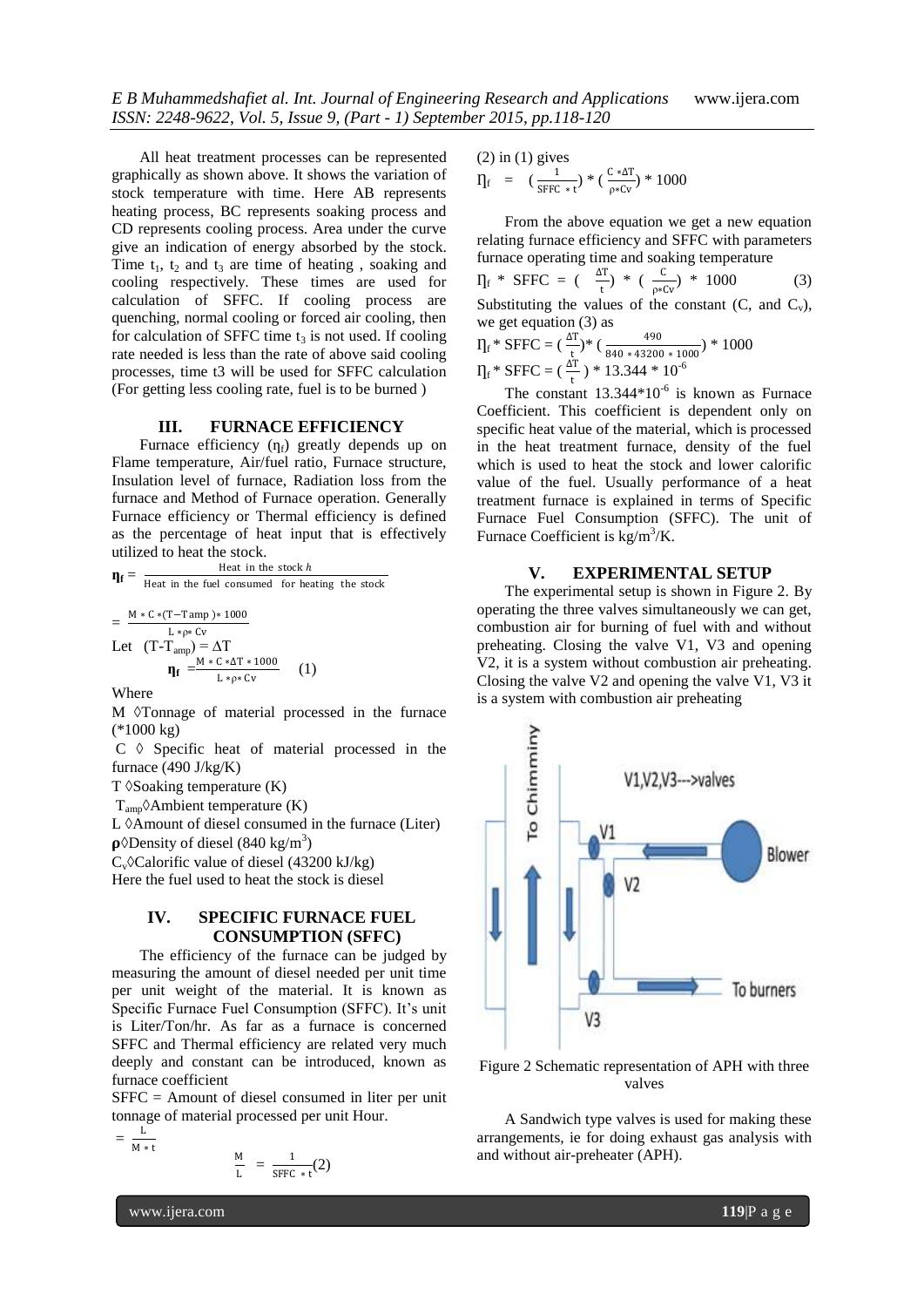All heat treatment processes can be represented graphically as shown above. It shows the variation of stock temperature with time. Here AB represents heating process, BC represents soaking process and CD represents cooling process. Area under the curve give an indication of energy absorbed by the stock. Time $t_1$, $t_2$ and $t_3$ are time of heating , soaking and cooling respectively. These times are used for calculation of SFFC. If cooling process are quenching, normal cooling or forced air cooling, then for calculation of SFFC time $t_3$ is not used. If cooling rate needed is less than the rate of above said cooling processes, time t3 will be used for SFFC calculation (For getting less cooling rate, fuel is to be burned )

## III. FURNACE EFFICIENCY

Furnace efficiency ($\eta_f$) greatly depends up on Flame temperature, Air/fuel ratio, Furnace structure, Insulation level of furnace, Radiation loss from the furnace and Method of Furnace operation. Generally Furnace efficiency or Thermal efficiency is defined as the percentage of heat input that is effectively utilized to heat the stock.

$$\eta_f = \frac{\text{Heat in the stock } h}{\text{Heat in the fuel consumed for heating the stock}}$$

$$= \frac{M * C * (T - T_{amp}) * 1000}{L * \rho * Cv}$$

Let $(T - T_{amp}) = \Delta T$

$$\eta_f = \frac{M * C * \Delta T * 1000}{L * \rho * Cv} \quad (1)$$

Where

M ◊Tonnage of material processed in the furnace (*1000 kg)

C ◊ Specific heat of material processed in the furnace (490 J/kg/K)

T ◊Soaking temperature (K)

$T_{amp}$◊Ambient temperature (K)

L ◊Amount of diesel consumed in the furnace (Liter)

**ρ**◊Density of diesel (840 kg/m$^3$)

$C_v$◊Calorific value of diesel (43200 kJ/kg)

Here the fuel used to heat the stock is diesel

## IV. SPECIFIC FURNACE FUEL CONSUMPTION (SFFC)

The efficiency of the furnace can be judged by measuring the amount of diesel needed per unit time per unit weight of the material. It is known as Specific Furnace Fuel Consumption (SFFC). It's unit is Liter/Ton/hr. As far as a furnace is concerned SFFC and Thermal efficiency are related very much deeply and constant can be introduced, known as furnace coefficient

SFFC = Amount of diesel consumed in liter per unit tonnage of material processed per unit Hour.

$$= \frac{L}{M * t}$$

$$\frac{M}{L} = \frac{1}{SFFC * t} \quad (2)$$

(2) in (1) gives

$$\eta_f = \left(\frac{1}{SFFC * t}\right) * \left(\frac{C * \Delta T}{\rho * Cv}\right) * 1000$$

From the above equation we get a new equation relating furnace efficiency and SFFC with parameters furnace operating time and soaking temperature

$$\eta_f * SFFC = \left(\frac{\Delta T}{t}\right) * \left(\frac{C}{\rho * Cv}\right) * 1000 \quad (3)$$

Substituting the values of the constant (C, and $C_v$), we get equation (3) as

$$\eta_f * SFFC = \left(\frac{\Delta T}{t}\right) * \left(\frac{490}{840 * 43200 * 1000}\right) * 1000$$

$$\eta_f * SFFC = \left(\frac{\Delta T}{t}\right) * 13.344 * 10^{-6}$$

The constant $13.344 * 10^{-6}$ is known as Furnace Coefficient. This coefficient is dependent only on specific heat value of the material, which is processed in the heat treatment furnace, density of the fuel which is used to heat the stock and lower calorific value of the fuel. Usually performance of a heat treatment furnace is explained in terms of Specific Furnace Fuel Consumption (SFFC). The unit of Furnace Coefficient is kg/m$^3$/K.

## V. EXPERIMENTAL SETUP

The experimental setup is shown in Figure 2. By operating the three valves simultaneously we can get, combustion air for burning of fuel with and without preheating. Closing the valve V1, V3 and opening V2, it is a system without combustion air preheating. Closing the valve V2 and opening the valve V1, V3 it is a system with combustion air preheating

Figure 2 Schematic representation of APH with three valves

A Sandwich type valves is used for making these arrangements, ie for doing exhaust gas analysis with and without air-preheater (APH).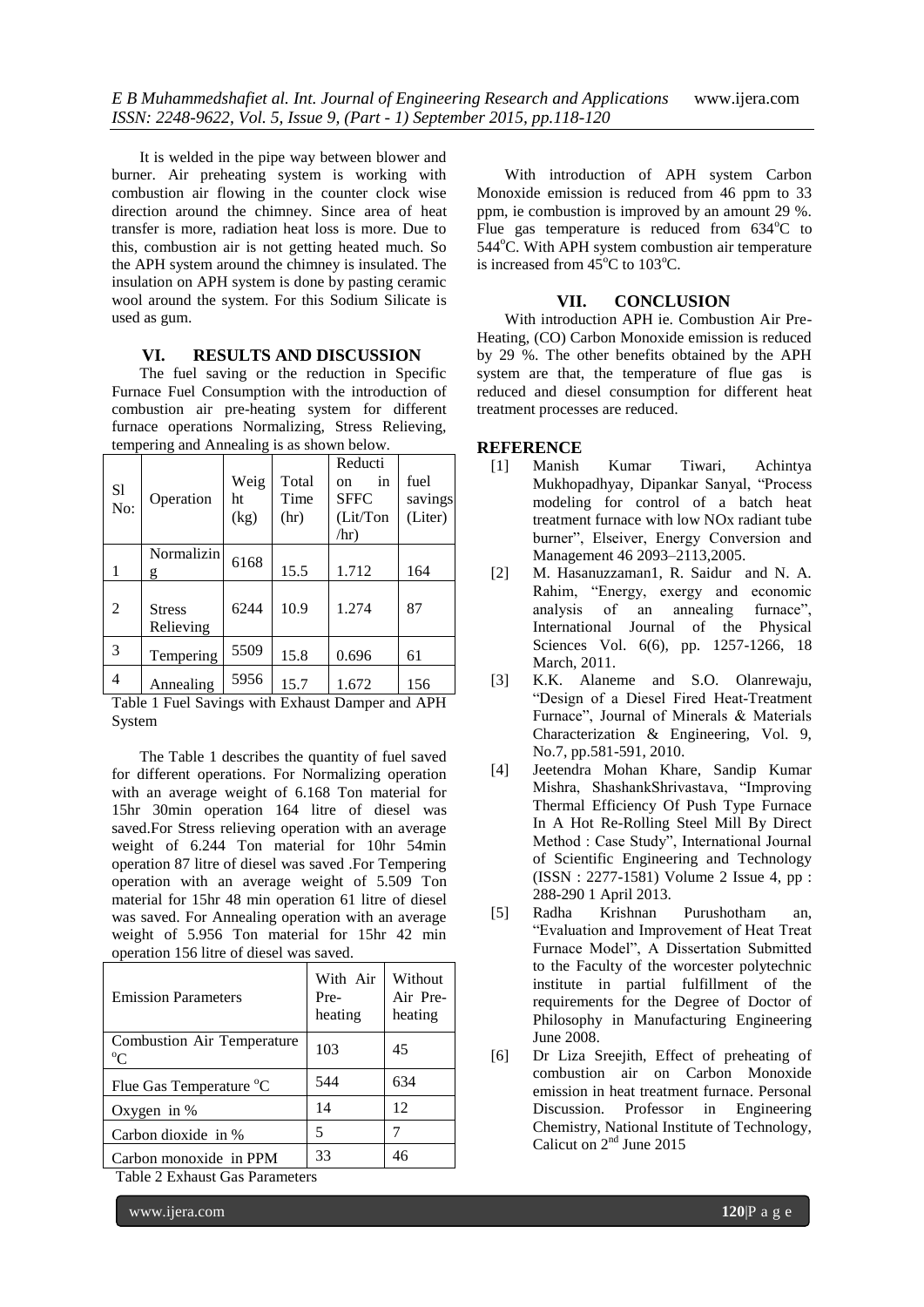It is welded in the pipe way between blower and burner. Air preheating system is working with combustion air flowing in the counter clock wise direction around the chimney. Since area of heat transfer is more, radiation heat loss is more. Due to this, combustion air is not getting heated much. So the APH system around the chimney is insulated. The insulation on APH system is done by pasting ceramic wool around the system. For this Sodium Silicate is used as gum.

## VI. RESULTS AND DISCUSSION

The fuel saving or the reduction in Specific Furnace Fuel Consumption with the introduction of combustion air pre-heating system for different furnace operations Normalizing, Stress Relieving, tempering and Annealing is as shown below.

| Sl No: | Operation | Weight (kg) | Total Time (hr) | Reduction in SFFC (Lit/Ton /hr) | fuel savings (Liter) |
|---|---|---|---|---|---|
| 1 | Normalizing | 6168 | 15.5 | 1.712 | 164 |
| 2 | Stress Relieving | 6244 | 10.9 | 1.274 | 87 |
| 3 | Tempering | 5509 | 15.8 | 0.696 | 61 |
| 4 | Annealing | 5956 | 15.7 | 1.672 | 156 |

Table 1 Fuel Savings with Exhaust Damper and APH System

The Table 1 describes the quantity of fuel saved for different operations. For Normalizing operation with an average weight of 6.168 Ton material for 15hr 30min operation 164 litre of diesel was saved.For Stress relieving operation with an average weight of 6.244 Ton material for 10hr 54min operation 87 litre of diesel was saved .For Tempering operation with an average weight of 5.509 Ton material for 15hr 48 min operation 61 litre of diesel was saved. For Annealing operation with an average weight of 5.956 Ton material for 15hr 42 min operation 156 litre of diesel was saved.

| Emission Parameters | With Air Pre-heating | Without Air Pre-heating |
|---|---|---|
| Combustion Air Temperature $^{o}$C | 103 | 45 |
| Flue Gas Temperature $^{o}$C | 544 | 634 |
| Oxygen in % | 14 | 12 |
| Carbon dioxide in % | 5 | 7 |
| Carbon monoxide in PPM | 33 | 46 |

Table 2 Exhaust Gas Parameters

With introduction of APH system Carbon Monoxide emission is reduced from 46 ppm to 33 ppm, ie combustion is improved by an amount 29 %. Flue gas temperature is reduced from 634$^{o}$C to 544$^{o}$C. With APH system combustion air temperature is increased from 45$^{o}$C to 103$^{o}$C.

## VII. CONCLUSION

With introduction APH ie. Combustion Air Pre-Heating, (CO) Carbon Monoxide emission is reduced by 29 %. The other benefits obtained by the APH system are that, the temperature of flue gas is reduced and diesel consumption for different heat treatment processes are reduced.

## REFERENCE

[1] Manish Kumar Tiwari, Achintya Mukhopadhyay, Dipankar Sanyal, "Process modeling for control of a batch heat treatment furnace with low NOx radiant tube burner", Elseiver, Energy Conversion and Management 46 2093–2113,2005.

[2] M. Hasanuzzaman1, R. Saidur and N. A. Rahim, "Energy, exergy and economic analysis of an annealing furnace", International Journal of the Physical Sciences Vol. 6(6), pp. 1257-1266, 18 March, 2011.

[3] K.K. Alaneme and S.O. Olanrewaju, "Design of a Diesel Fired Heat-Treatment Furnace", Journal of Minerals & Materials Characterization & Engineering, Vol. 9, No.7, pp.581-591, 2010.

[4] Jeetendra Mohan Khare, Sandip Kumar Mishra, ShashankShrivastava, "Improving Thermal Efficiency Of Push Type Furnace In A Hot Re-Rolling Steel Mill By Direct Method : Case Study", International Journal of Scientific Engineering and Technology (ISSN : 2277-1581) Volume 2 Issue 4, pp : 288-290 1 April 2013.

[5] Radha Krishnan Purushotham an, "Evaluation and Improvement of Heat Treat Furnace Model", A Dissertation Submitted to the Faculty of the worcester polytechnic institute in partial fulfillment of the requirements for the Degree of Doctor of Philosophy in Manufacturing Engineering June 2008.

[6] Dr Liza Sreejith, Effect of preheating of combustion air on Carbon Monoxide emission in heat treatment furnace. Personal Discussion. Professor in Engineering Chemistry, National Institute of Technology, Calicut on 2$^{nd}$ June 2015